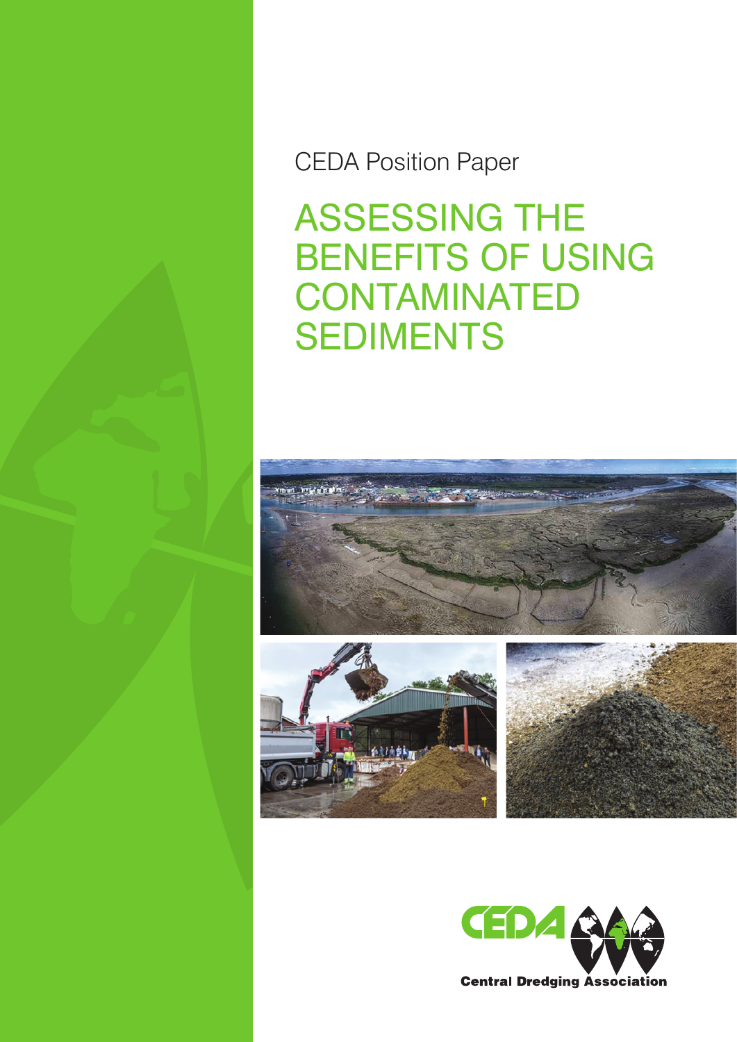CEDA Position Paper

# ASSESSING THE BENEFITS OF USING CONTAMINATED SEDIMENTS

Central Dredging Association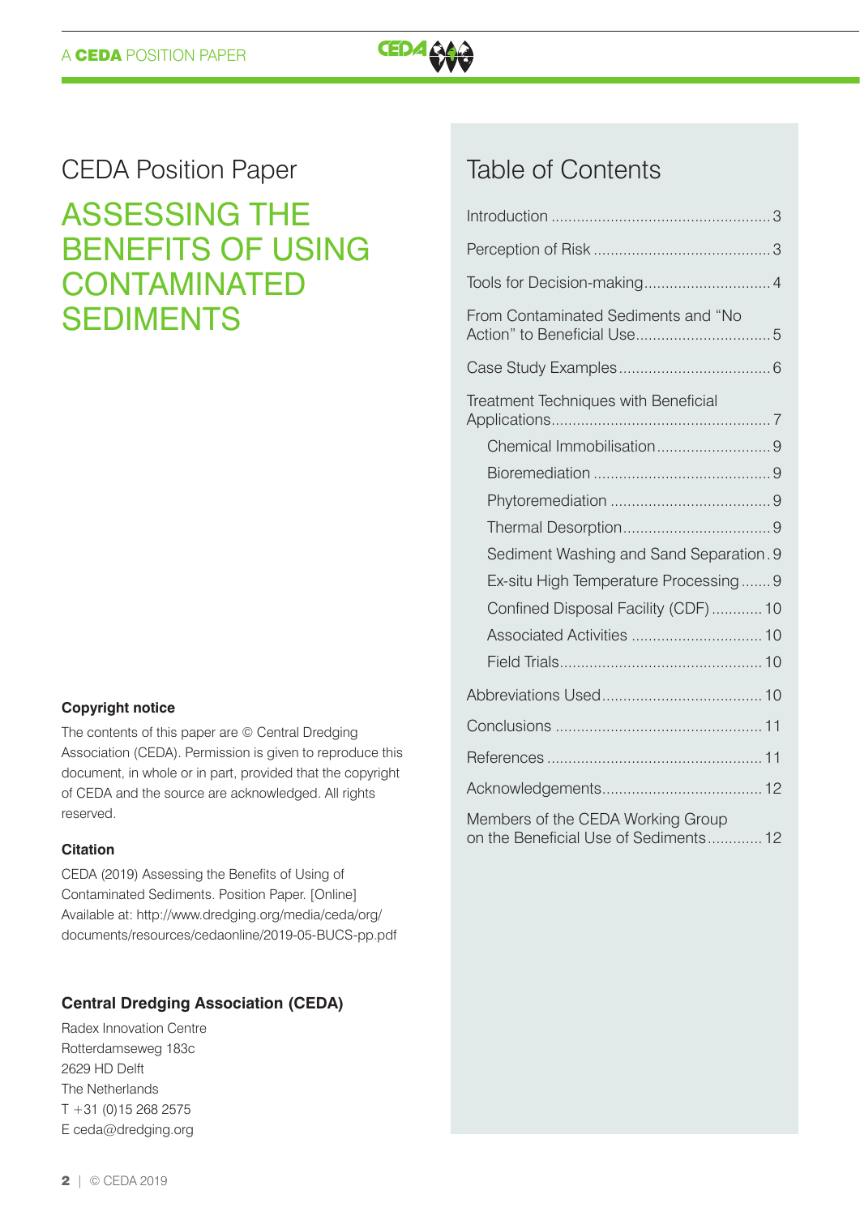# CEDA Position Paper

## ASSESSING THE BENEFITS OF USING CONTAMINATED SEDIMENTS

**Copyright notice**

The contents of this paper are © Central Dredging Association (CEDA). Permission is given to reproduce this document, in whole or in part, provided that the copyright of CEDA and the source are acknowledged. All rights reserved.

**Citation**

CEDA (2019) Assessing the Benefits of Using of Contaminated Sediments. Position Paper. [Online] Available at: http://www.dredging.org/media/ceda/org/documents/resources/cedaonline/2019-05-BUCS-pp.pdf

**Central Dredging Association (CEDA)**

Radex Innovation Centre
Rotterdamseweg 183c
2629 HD Delft
The Netherlands
T +31 (0)15 268 2575
E ceda@dredging.org

## Table of Contents

- Introduction ... 3
- Perception of Risk ... 3
- Tools for Decision-making ... 4
- From Contaminated Sediments and "No Action" to Beneficial Use ... 5
- Case Study Examples ... 6
- Treatment Techniques with Beneficial Applications ... 7
  - Chemical Immobilisation ... 9
  - Bioremediation ... 9
  - Phytoremediation ... 9
  - Thermal Desorption ... 9
  - Sediment Washing and Sand Separation ... 9
  - Ex-situ High Temperature Processing ... 9
  - Confined Disposal Facility (CDF) ... 10
  - Associated Activities ... 10
  - Field Trials ... 10
- Abbreviations Used ... 10
- Conclusions ... 11
- References ... 11
- Acknowledgements ... 12
- Members of the CEDA Working Group on the Beneficial Use of Sediments ... 12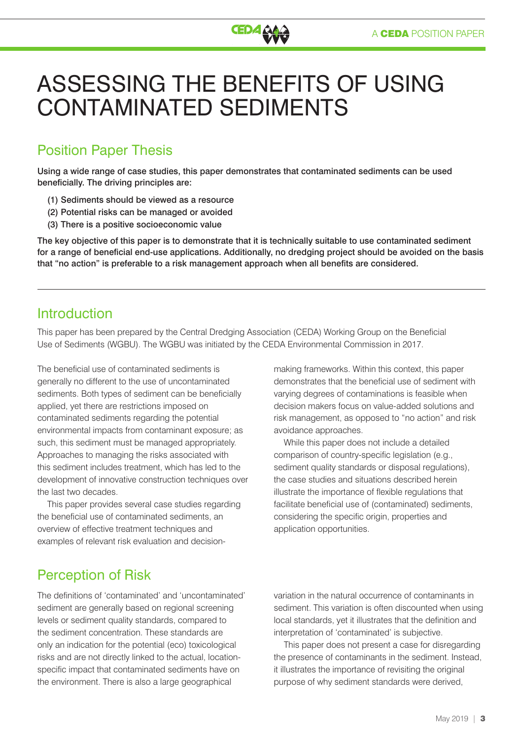# ASSESSING THE BENEFITS OF USING CONTAMINATED SEDIMENTS

## Position Paper Thesis

**Using a wide range of case studies, this paper demonstrates that contaminated sediments can be used beneficially. The driving principles are:**

- **(1) Sediments should be viewed as a resource**
- **(2) Potential risks can be managed or avoided**
- **(3) There is a positive socioeconomic value**

**The key objective of this paper is to demonstrate that it is technically suitable to use contaminated sediment for a range of beneficial end-use applications. Additionally, no dredging project should be avoided on the basis that "no action" is preferable to a risk management approach when all benefits are considered.**

## Introduction

This paper has been prepared by the Central Dredging Association (CEDA) Working Group on the Beneficial Use of Sediments (WGBU). The WGBU was initiated by the CEDA Environmental Commission in 2017.

The beneficial use of contaminated sediments is generally no different to the use of uncontaminated sediments. Both types of sediment can be beneficially applied, yet there are restrictions imposed on contaminated sediments regarding the potential environmental impacts from contaminant exposure; as such, this sediment must be managed appropriately. Approaches to managing the risks associated with this sediment includes treatment, which has led to the development of innovative construction techniques over the last two decades.

This paper provides several case studies regarding the beneficial use of contaminated sediments, an overview of effective treatment techniques and examples of relevant risk evaluation and decision-making frameworks. Within this context, this paper demonstrates that the beneficial use of sediment with varying degrees of contaminations is feasible when decision makers focus on value-added solutions and risk management, as opposed to "no action" and risk avoidance approaches.

While this paper does not include a detailed comparison of country-specific legislation (e.g., sediment quality standards or disposal regulations), the case studies and situations described herein illustrate the importance of flexible regulations that facilitate beneficial use of (contaminated) sediments, considering the specific origin, properties and application opportunities.

## Perception of Risk

The definitions of 'contaminated' and 'uncontaminated' sediment are generally based on regional screening levels or sediment quality standards, compared to the sediment concentration. These standards are only an indication for the potential (eco) toxicological risks and are not directly linked to the actual, location-specific impact that contaminated sediments have on the environment. There is also a large geographical variation in the natural occurrence of contaminants in sediment. This variation is often discounted when using local standards, yet it illustrates that the definition and interpretation of 'contaminated' is subjective.

This paper does not present a case for disregarding the presence of contaminants in the sediment. Instead, it illustrates the importance of revisiting the original purpose of why sediment standards were derived,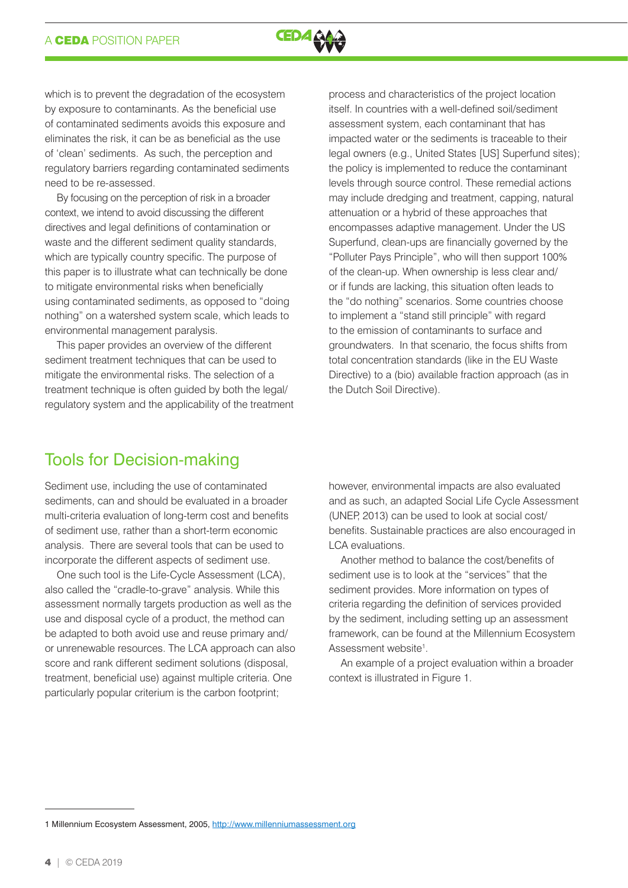which is to prevent the degradation of the ecosystem by exposure to contaminants. As the beneficial use of contaminated sediments avoids this exposure and eliminates the risk, it can be as beneficial as the use of 'clean' sediments. As such, the perception and regulatory barriers regarding contaminated sediments need to be re-assessed.

By focusing on the perception of risk in a broader context, we intend to avoid discussing the different directives and legal definitions of contamination or waste and the different sediment quality standards, which are typically country specific. The purpose of this paper is to illustrate what can technically be done to mitigate environmental risks when beneficially using contaminated sediments, as opposed to "doing nothing" on a watershed system scale, which leads to environmental management paralysis.

This paper provides an overview of the different sediment treatment techniques that can be used to mitigate the environmental risks. The selection of a treatment technique is often guided by both the legal/regulatory system and the applicability of the treatment process and characteristics of the project location itself. In countries with a well-defined soil/sediment assessment system, each contaminant that has impacted water or the sediments is traceable to their legal owners (e.g., United States [US] Superfund sites); the policy is implemented to reduce the contaminant levels through source control. These remedial actions may include dredging and treatment, capping, natural attenuation or a hybrid of these approaches that encompasses adaptive management. Under the US Superfund, clean-ups are financially governed by the "Polluter Pays Principle", who will then support 100% of the clean-up. When ownership is less clear and/or if funds are lacking, this situation often leads to the "do nothing" scenarios. Some countries choose to implement a "stand still principle" with regard to the emission of contaminants to surface and groundwaters. In that scenario, the focus shifts from total concentration standards (like in the EU Waste Directive) to a (bio) available fraction approach (as in the Dutch Soil Directive).

## Tools for Decision-making

Sediment use, including the use of contaminated sediments, can and should be evaluated in a broader multi-criteria evaluation of long-term cost and benefits of sediment use, rather than a short-term economic analysis. There are several tools that can be used to incorporate the different aspects of sediment use.

One such tool is the Life-Cycle Assessment (LCA), also called the "cradle-to-grave" analysis. While this assessment normally targets production as well as the use and disposal cycle of a product, the method can be adapted to both avoid use and reuse primary and/or unrenewable resources. The LCA approach can also score and rank different sediment solutions (disposal, treatment, beneficial use) against multiple criteria. One particularly popular criterium is the carbon footprint; however, environmental impacts are also evaluated and as such, an adapted Social Life Cycle Assessment (UNEP, 2013) can be used to look at social cost/benefits. Sustainable practices are also encouraged in LCA evaluations.

Another method to balance the cost/benefits of sediment use is to look at the "services" that the sediment provides. More information on types of criteria regarding the definition of services provided by the sediment, including setting up an assessment framework, can be found at the Millennium Ecosystem Assessment website[1].

An example of a project evaluation within a broader context is illustrated in Figure 1.

---

1 Millennium Ecosystem Assessment, 2005, http://www.millenniumassessment.org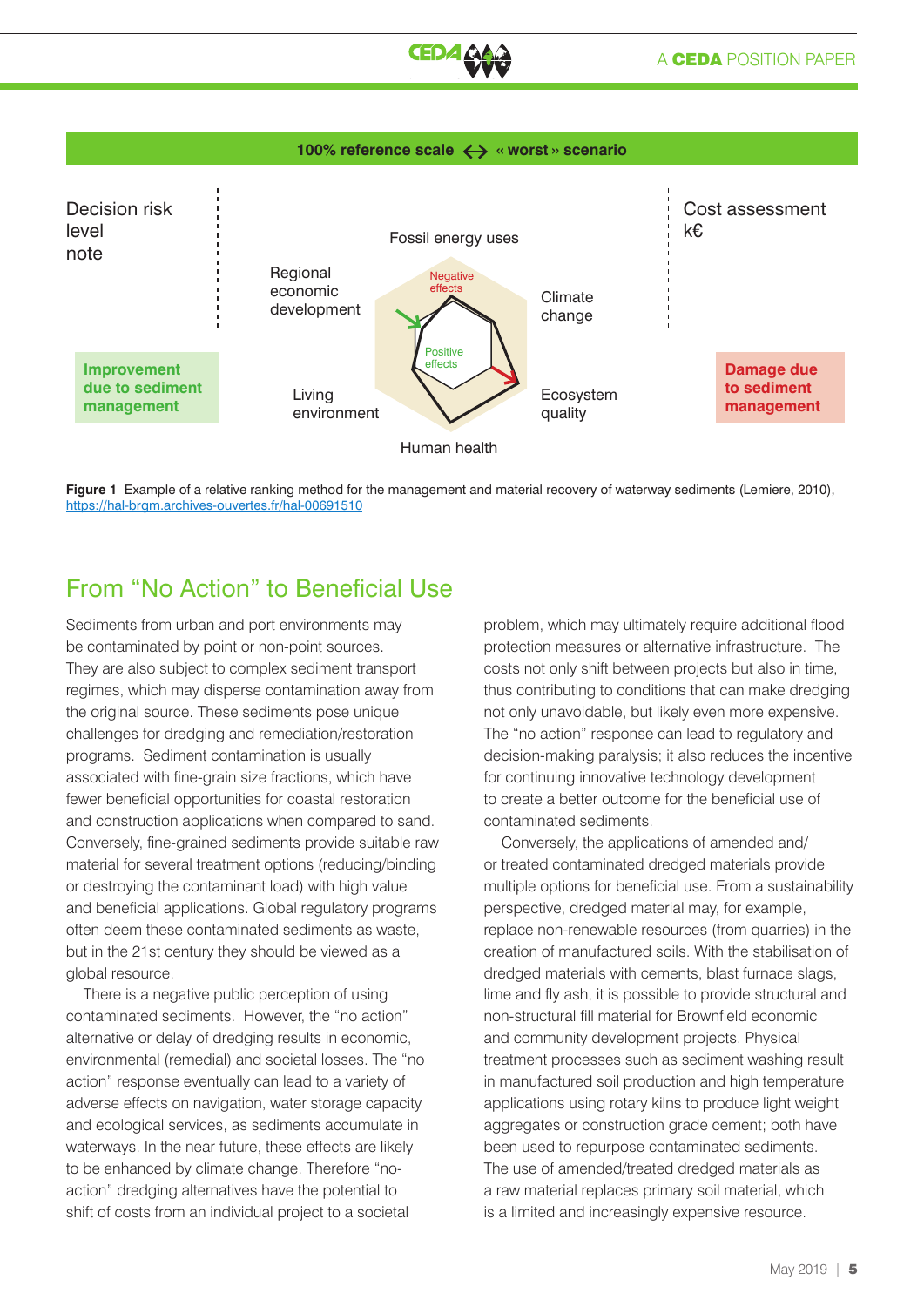100% reference scale ↔ « worst » scenario

Decision risk level note

Cost assessment k€

Fossil energy uses

Regional economic development

Climate change

Living environment

Ecosystem quality

Human health

Negative effects

Positive effects

Improvement due to sediment management

Damage due to sediment management

**Figure 1** Example of a relative ranking method for the management and material recovery of waterway sediments (Lemiere, 2010), https://hal-brgm.archives-ouvertes.fr/hal-00691510

## From "No Action" to Beneficial Use

Sediments from urban and port environments may be contaminated by point or non-point sources. They are also subject to complex sediment transport regimes, which may disperse contamination away from the original source. These sediments pose unique challenges for dredging and remediation/restoration programs. Sediment contamination is usually associated with fine-grain size fractions, which have fewer beneficial opportunities for coastal restoration and construction applications when compared to sand. Conversely, fine-grained sediments provide suitable raw material for several treatment options (reducing/binding or destroying the contaminant load) with high value and beneficial applications. Global regulatory programs often deem these contaminated sediments as waste, but in the 21st century they should be viewed as a global resource.

There is a negative public perception of using contaminated sediments. However, the "no action" alternative or delay of dredging results in economic, environmental (remedial) and societal losses. The "no action" response eventually can lead to a variety of adverse effects on navigation, water storage capacity and ecological services, as sediments accumulate in waterways. In the near future, these effects are likely to be enhanced by climate change. Therefore "no-action" dredging alternatives have the potential to shift of costs from an individual project to a societal problem, which may ultimately require additional flood protection measures or alternative infrastructure. The costs not only shift between projects but also in time, thus contributing to conditions that can make dredging not only unavoidable, but likely even more expensive. The "no action" response can lead to regulatory and decision-making paralysis; it also reduces the incentive for continuing innovative technology development to create a better outcome for the beneficial use of contaminated sediments.

Conversely, the applications of amended and/or treated contaminated dredged materials provide multiple options for beneficial use. From a sustainability perspective, dredged material may, for example, replace non-renewable resources (from quarries) in the creation of manufactured soils. With the stabilisation of dredged materials with cements, blast furnace slags, lime and fly ash, it is possible to provide structural and non-structural fill material for Brownfield economic and community development projects. Physical treatment processes such as sediment washing result in manufactured soil production and high temperature applications using rotary kilns to produce light weight aggregates or construction grade cement; both have been used to repurpose contaminated sediments. The use of amended/treated dredged materials as a raw material replaces primary soil material, which is a limited and increasingly expensive resource.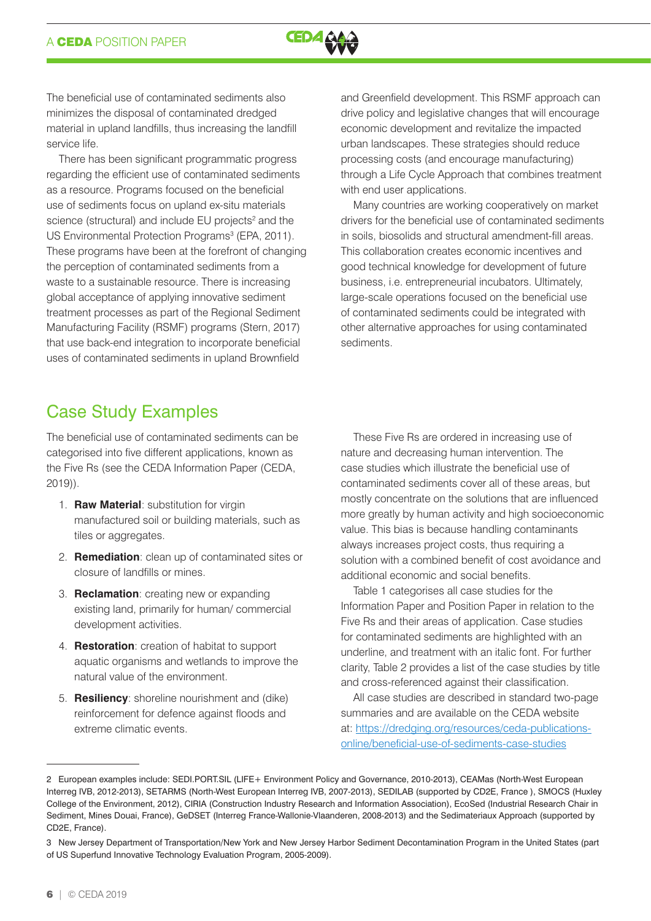The beneficial use of contaminated sediments also minimizes the disposal of contaminated dredged material in upland landfills, thus increasing the landfill service life.

There has been significant programmatic progress regarding the efficient use of contaminated sediments as a resource. Programs focused on the beneficial use of sediments focus on upland ex-situ materials science (structural) and include EU projects[2] and the US Environmental Protection Programs[3] (EPA, 2011). These programs have been at the forefront of changing the perception of contaminated sediments from a waste to a sustainable resource. There is increasing global acceptance of applying innovative sediment treatment processes as part of the Regional Sediment Manufacturing Facility (RSMF) programs (Stern, 2017) that use back-end integration to incorporate beneficial uses of contaminated sediments in upland Brownfield and Greenfield development. This RSMF approach can drive policy and legislative changes that will encourage economic development and revitalize the impacted urban landscapes. These strategies should reduce processing costs (and encourage manufacturing) through a Life Cycle Approach that combines treatment with end user applications.

Many countries are working cooperatively on market drivers for the beneficial use of contaminated sediments in soils, biosolids and structural amendment-fill areas. This collaboration creates economic incentives and good technical knowledge for development of future business, i.e. entrepreneurial incubators. Ultimately, large-scale operations focused on the beneficial use of contaminated sediments could be integrated with other alternative approaches for using contaminated sediments.

## Case Study Examples

The beneficial use of contaminated sediments can be categorised into five different applications, known as the Five Rs (see the CEDA Information Paper (CEDA, 2019)).

1. **Raw Material**: substitution for virgin manufactured soil or building materials, such as tiles or aggregates.
2. **Remediation**: clean up of contaminated sites or closure of landfills or mines.
3. **Reclamation**: creating new or expanding existing land, primarily for human/ commercial development activities.
4. **Restoration**: creation of habitat to support aquatic organisms and wetlands to improve the natural value of the environment.
5. **Resiliency**: shoreline nourishment and (dike) reinforcement for defence against floods and extreme climatic events.

These Five Rs are ordered in increasing use of nature and decreasing human intervention. The case studies which illustrate the beneficial use of contaminated sediments cover all of these areas, but mostly concentrate on the solutions that are influenced more greatly by human activity and high socioeconomic value. This bias is because handling contaminants always increases project costs, thus requiring a solution with a combined benefit of cost avoidance and additional economic and social benefits.

Table 1 categorises all case studies for the Information Paper and Position Paper in relation to the Five Rs and their areas of application. Case studies for contaminated sediments are highlighted with an underline, and treatment with an italic font. For further clarity, Table 2 provides a list of the case studies by title and cross-referenced against their classification.

All case studies are described in standard two-page summaries and are available on the CEDA website at: https://dredging.org/resources/ceda-publications-online/beneficial-use-of-sediments-case-studies

---

2 European examples include: SEDI.PORT.SIL (LIFE+ Environment Policy and Governance, 2010-2013), CEAMas (North-West European Interreg IVB, 2012-2013), SETARMS (North-West European Interreg IVB, 2007-2013), SEDILAB (supported by CD2E, France ), SMOCS (Huxley College of the Environment, 2012), CIRIA (Construction Industry Research and Information Association), EcoSed (Industrial Research Chair in Sediment, Mines Douai, France), GeDSET (Interreg France-Wallonie-Vlaanderen, 2008-2013) and the Sedimateriaux Approach (supported by CD2E, France).

3 New Jersey Department of Transportation/New York and New Jersey Harbor Sediment Decontamination Program in the United States (part of US Superfund Innovative Technology Evaluation Program, 2005-2009).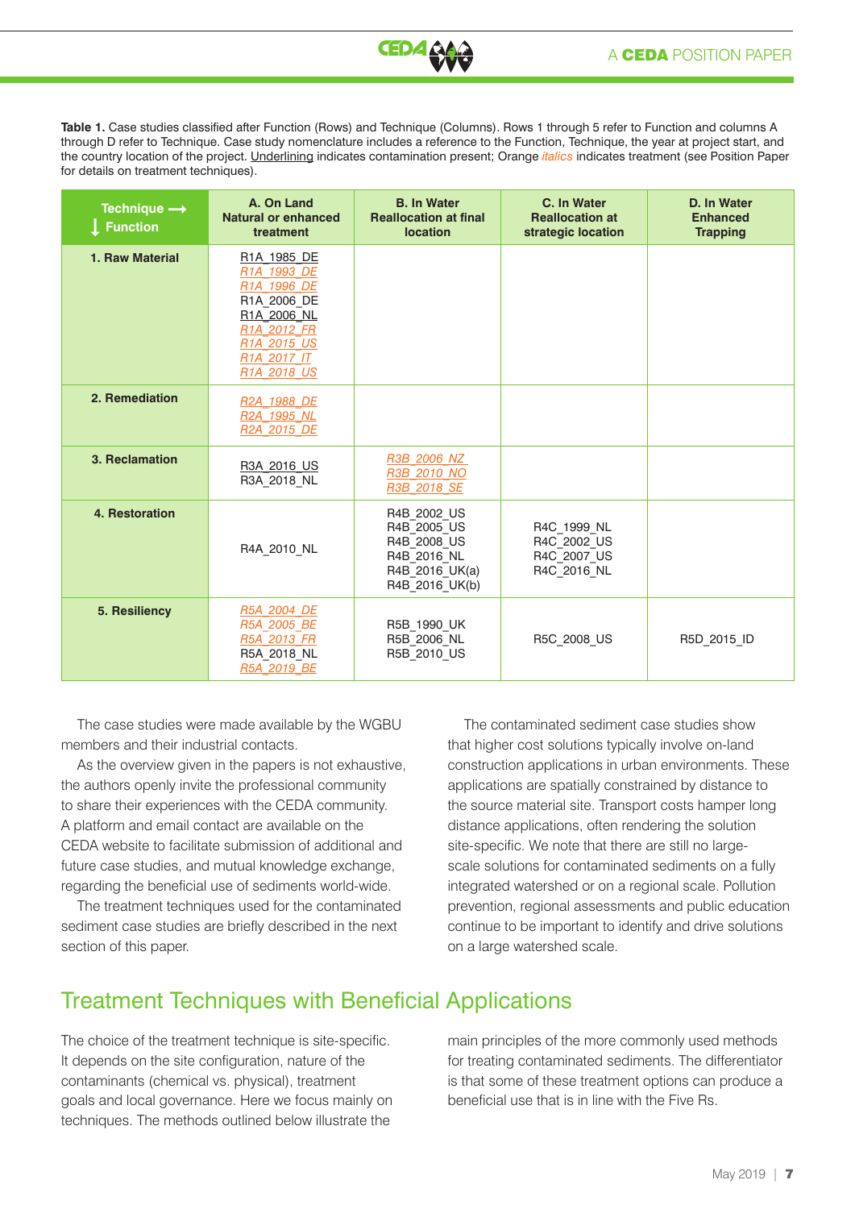**Table 1.** Case studies classified after Function (Rows) and Technique (Columns). Rows 1 through 5 refer to Function and columns A through D refer to Technique. Case study nomenclature includes a reference to the Function, Technique, the year at project start, and the country location of the project. <u>Underlining</u> indicates contamination present; Orange *italics* indicates treatment (see Position Paper for details on treatment techniques).

| Technique → / ↓ Function | A. On Land Natural or enhanced treatment | B. In Water Reallocation at final location | C. In Water Reallocation at strategic location | D. In Water Enhanced Trapping |
|---|---|---|---|---|
| **1. Raw Material** | <u>R1A_1985_DE</u><br>*<u>R1A_1993_DE</u>*<br>*<u>R1A_1996_DE</u>*<br>R1A_2006_DE<br><u>R1A_2006_NL</u><br>*<u>R1A_2012_FR</u>*<br>*<u>R1A_2015_US</u>*<br>*<u>R1A_2017_IT</u>*<br>*<u>R1A_2018_US</u>* | | | |
| **2. Remediation** | *<u>R2A_1988_DE</u>*<br>*<u>R2A_1995_NL</u>*<br>*<u>R2A_2015_DE</u>* | | | |
| **3. Reclamation** | <u>R3A_2016_US</u><br>R3A_2018_NL | *<u>R3B_2006_NZ</u>*<br>*<u>R3B_2010_NO</u>*<br>*<u>R3B_2018_SE</u>* | | |
| **4. Restoration** | R4A_2010_NL | R4B_2002_US<br>R4B_2005_US<br>R4B_2008_US<br>R4B_2016_NL<br>R4B_2016_UK(a)<br>R4B_2016_UK(b) | R4C_1999_NL<br>R4C_2002_US<br>R4C_2007_US<br>R4C_2016_NL | |
| **5. Resiliency** | *<u>R5A_2004_DE</u>*<br>*<u>R5A_2005_BE</u>*<br>*<u>R5A_2013_FR</u>*<br>R5A_2018_NL<br>*<u>R5A_2019_BE</u>* | R5B_1990_UK<br>R5B_2006_NL<br>R5B_2010_US | R5C_2008_US | R5D_2015_ID |

The case studies were made available by the WGBU members and their industrial contacts.

As the overview given in the papers is not exhaustive, the authors openly invite the professional community to share their experiences with the CEDA community. A platform and email contact are available on the CEDA website to facilitate submission of additional and future case studies, and mutual knowledge exchange, regarding the beneficial use of sediments world-wide.

The treatment techniques used for the contaminated sediment case studies are briefly described in the next section of this paper.

The contaminated sediment case studies show that higher cost solutions typically involve on-land construction applications in urban environments. These applications are spatially constrained by distance to the source material site. Transport costs hamper long distance applications, often rendering the solution site-specific. We note that there are still no large-scale solutions for contaminated sediments on a fully integrated watershed or on a regional scale. Pollution prevention, regional assessments and public education continue to be important to identify and drive solutions on a large watershed scale.

## Treatment Techniques with Beneficial Applications

The choice of the treatment technique is site-specific. It depends on the site configuration, nature of the contaminants (chemical vs. physical), treatment goals and local governance. Here we focus mainly on techniques. The methods outlined below illustrate the main principles of the more commonly used methods for treating contaminated sediments. The differentiator is that some of these treatment options can produce a beneficial use that is in line with the Five Rs.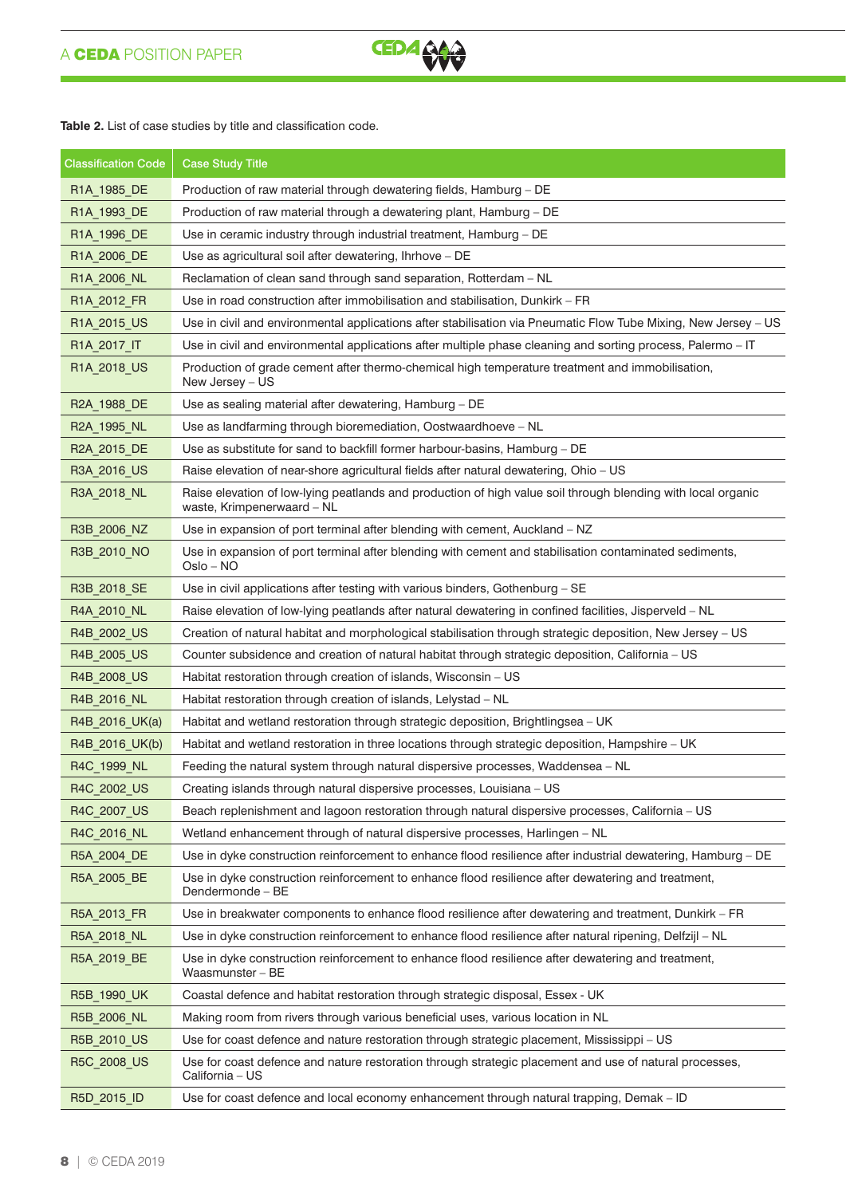**Table 2.** List of case studies by title and classification code.

| Classification Code | Case Study Title |
|---|---|
| R1A_1985_DE | Production of raw material through dewatering fields, Hamburg – DE |
| R1A_1993_DE | Production of raw material through a dewatering plant, Hamburg – DE |
| R1A_1996_DE | Use in ceramic industry through industrial treatment, Hamburg – DE |
| R1A_2006_DE | Use as agricultural soil after dewatering, Ihrhove – DE |
| R1A_2006_NL | Reclamation of clean sand through sand separation, Rotterdam – NL |
| R1A_2012_FR | Use in road construction after immobilisation and stabilisation, Dunkirk – FR |
| R1A_2015_US | Use in civil and environmental applications after stabilisation via Pneumatic Flow Tube Mixing, New Jersey – US |
| R1A_2017_IT | Use in civil and environmental applications after multiple phase cleaning and sorting process, Palermo – IT |
| R1A_2018_US | Production of grade cement after thermo-chemical high temperature treatment and immobilisation, New Jersey – US |
| R2A_1988_DE | Use as sealing material after dewatering, Hamburg – DE |
| R2A_1995_NL | Use as landfarming through bioremediation, Oostwaardhoeve – NL |
| R2A_2015_DE | Use as substitute for sand to backfill former harbour-basins, Hamburg – DE |
| R3A_2016_US | Raise elevation of near-shore agricultural fields after natural dewatering, Ohio – US |
| R3A_2018_NL | Raise elevation of low-lying peatlands and production of high value soil through blending with local organic waste, Krimpenerwaard – NL |
| R3B_2006_NZ | Use in expansion of port terminal after blending with cement, Auckland – NZ |
| R3B_2010_NO | Use in expansion of port terminal after blending with cement and stabilisation contaminated sediments, Oslo – NO |
| R3B_2018_SE | Use in civil applications after testing with various binders, Gothenburg – SE |
| R4A_2010_NL | Raise elevation of low-lying peatlands after natural dewatering in confined facilities, Jisperveld – NL |
| R4B_2002_US | Creation of natural habitat and morphological stabilisation through strategic deposition, New Jersey – US |
| R4B_2005_US | Counter subsidence and creation of natural habitat through strategic deposition, California – US |
| R4B_2008_US | Habitat restoration through creation of islands, Wisconsin – US |
| R4B_2016_NL | Habitat restoration through creation of islands, Lelystad – NL |
| R4B_2016_UK(a) | Habitat and wetland restoration through strategic deposition, Brightlingsea – UK |
| R4B_2016_UK(b) | Habitat and wetland restoration in three locations through strategic deposition, Hampshire – UK |
| R4C_1999_NL | Feeding the natural system through natural dispersive processes, Waddensea – NL |
| R4C_2002_US | Creating islands through natural dispersive processes, Louisiana – US |
| R4C_2007_US | Beach replenishment and lagoon restoration through natural dispersive processes, California – US |
| R4C_2016_NL | Wetland enhancement through of natural dispersive processes, Harlingen – NL |
| R5A_2004_DE | Use in dyke construction reinforcement to enhance flood resilience after industrial dewatering, Hamburg – DE |
| R5A_2005_BE | Use in dyke construction reinforcement to enhance flood resilience after dewatering and treatment, Dendermonde – BE |
| R5A_2013_FR | Use in breakwater components to enhance flood resilience after dewatering and treatment, Dunkirk – FR |
| R5A_2018_NL | Use in dyke construction reinforcement to enhance flood resilience after natural ripening, Delfzijl – NL |
| R5A_2019_BE | Use in dyke construction reinforcement to enhance flood resilience after dewatering and treatment, Waasmunster – BE |
| R5B_1990_UK | Coastal defence and habitat restoration through strategic disposal, Essex - UK |
| R5B_2006_NL | Making room from rivers through various beneficial uses, various location in NL |
| R5B_2010_US | Use for coast defence and nature restoration through strategic placement, Mississippi – US |
| R5C_2008_US | Use for coast defence and nature restoration through strategic placement and use of natural processes, California – US |
| R5D_2015_ID | Use for coast defence and local economy enhancement through natural trapping, Demak – ID |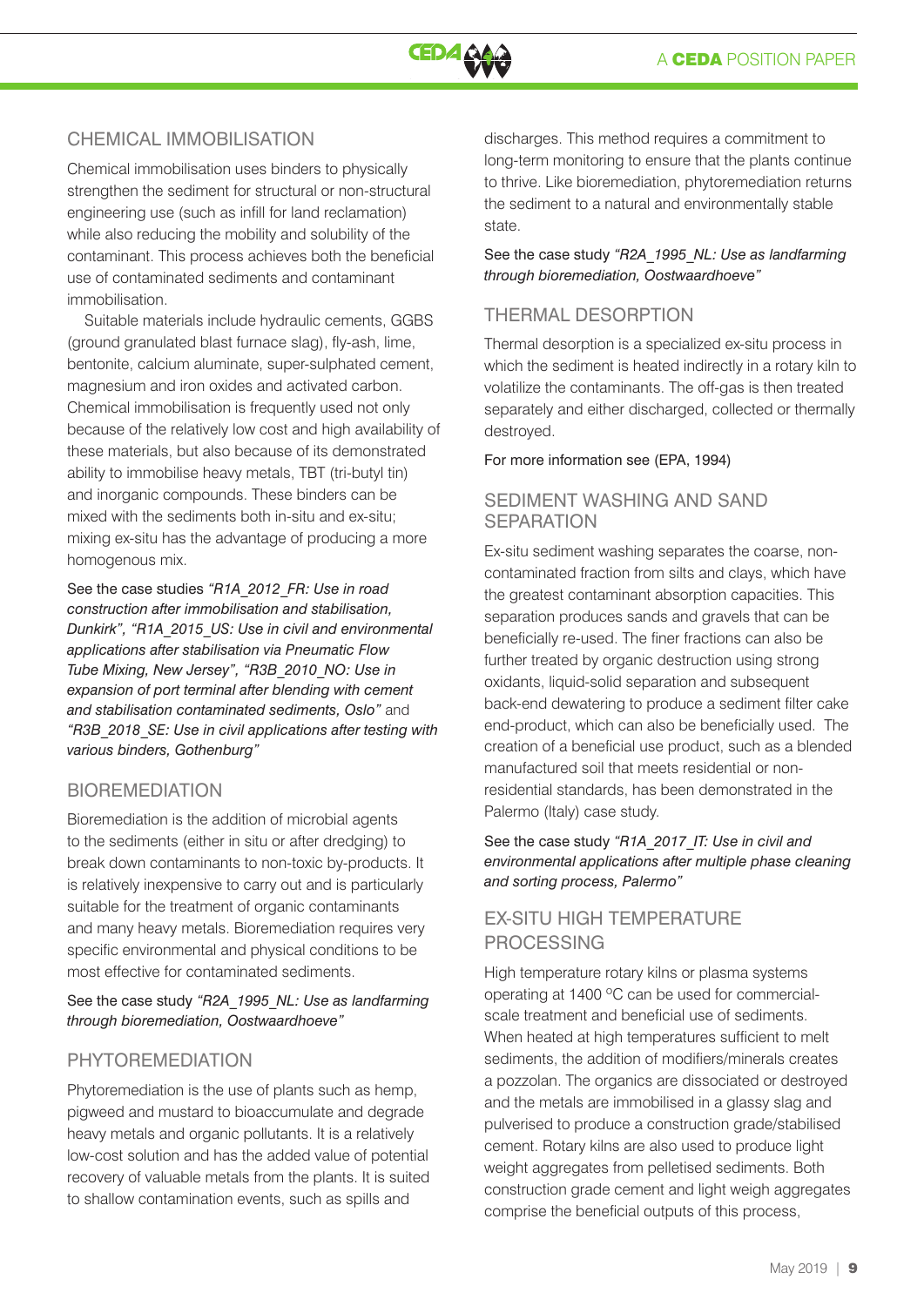## CHEMICAL IMMOBILISATION

Chemical immobilisation uses binders to physically strengthen the sediment for structural or non-structural engineering use (such as infill for land reclamation) while also reducing the mobility and solubility of the contaminant. This process achieves both the beneficial use of contaminated sediments and contaminant immobilisation.

Suitable materials include hydraulic cements, GGBS (ground granulated blast furnace slag), fly-ash, lime, bentonite, calcium aluminate, super-sulphated cement, magnesium and iron oxides and activated carbon. Chemical immobilisation is frequently used not only because of the relatively low cost and high availability of these materials, but also because of its demonstrated ability to immobilise heavy metals, TBT (tri-butyl tin) and inorganic compounds. These binders can be mixed with the sediments both in-situ and ex-situ; mixing ex-situ has the advantage of producing a more homogenous mix.

See the case studies *"R1A_2012_FR: Use in road construction after immobilisation and stabilisation, Dunkirk", "R1A_2015_US: Use in civil and environmental applications after stabilisation via Pneumatic Flow Tube Mixing, New Jersey", "R3B_2010_NO: Use in expansion of port terminal after blending with cement and stabilisation contaminated sediments, Oslo"* and *"R3B_2018_SE: Use in civil applications after testing with various binders, Gothenburg"*

## BIOREMEDIATION

Bioremediation is the addition of microbial agents to the sediments (either in situ or after dredging) to break down contaminants to non-toxic by-products. It is relatively inexpensive to carry out and is particularly suitable for the treatment of organic contaminants and many heavy metals. Bioremediation requires very specific environmental and physical conditions to be most effective for contaminated sediments.

See the case study *"R2A_1995_NL: Use as landfarming through bioremediation, Oostwaardhoeve"*

## PHYTOREMEDIATION

Phytoremediation is the use of plants such as hemp, pigweed and mustard to bioaccumulate and degrade heavy metals and organic pollutants. It is a relatively low-cost solution and has the added value of potential recovery of valuable metals from the plants. It is suited to shallow contamination events, such as spills and discharges. This method requires a commitment to long-term monitoring to ensure that the plants continue to thrive. Like bioremediation, phytoremediation returns the sediment to a natural and environmentally stable state.

See the case study *"R2A_1995_NL: Use as landfarming through bioremediation, Oostwaardhoeve"*

## THERMAL DESORPTION

Thermal desorption is a specialized ex-situ process in which the sediment is heated indirectly in a rotary kiln to volatilize the contaminants. The off-gas is then treated separately and either discharged, collected or thermally destroyed.

For more information see (EPA, 1994)

## SEDIMENT WASHING AND SAND SEPARATION

Ex-situ sediment washing separates the coarse, non-contaminated fraction from silts and clays, which have the greatest contaminant absorption capacities. This separation produces sands and gravels that can be beneficially re-used. The finer fractions can also be further treated by organic destruction using strong oxidants, liquid-solid separation and subsequent back-end dewatering to produce a sediment filter cake end-product, which can also be beneficially used. The creation of a beneficial use product, such as a blended manufactured soil that meets residential or non-residential standards, has been demonstrated in the Palermo (Italy) case study.

See the case study *"R1A_2017_IT: Use in civil and environmental applications after multiple phase cleaning and sorting process, Palermo"*

## EX-SITU HIGH TEMPERATURE PROCESSING

High temperature rotary kilns or plasma systems operating at 1400 °C can be used for commercial-scale treatment and beneficial use of sediments. When heated at high temperatures sufficient to melt sediments, the addition of modifiers/minerals creates a pozzolan. The organics are dissociated or destroyed and the metals are immobilised in a glassy slag and pulverised to produce a construction grade/stabilised cement. Rotary kilns are also used to produce light weight aggregates from pelletised sediments. Both construction grade cement and light weigh aggregates comprise the beneficial outputs of this process,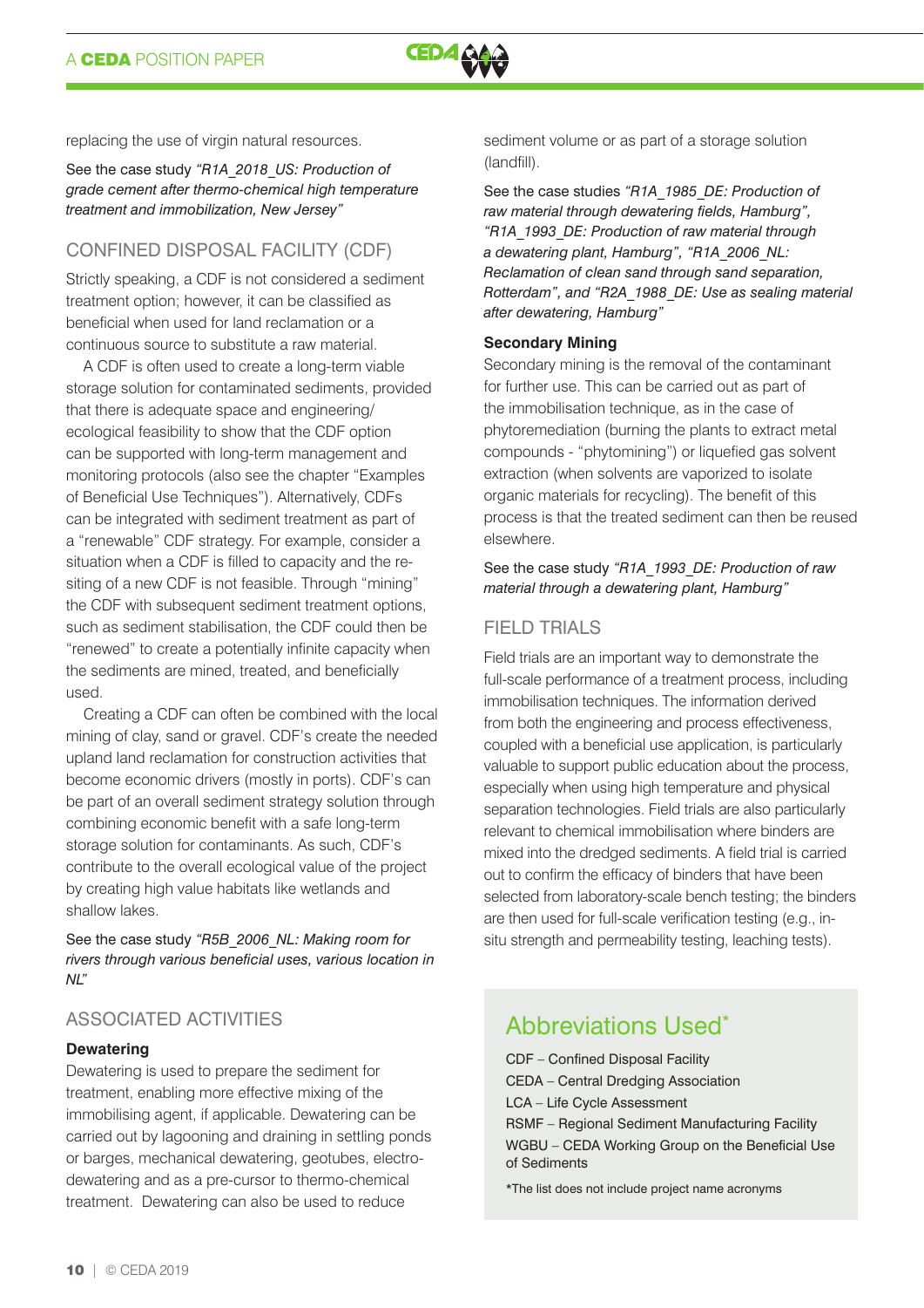replacing the use of virgin natural resources.

See the case study *"R1A_2018_US: Production of grade cement after thermo-chemical high temperature treatment and immobilization, New Jersey"*

## CONFINED DISPOSAL FACILITY (CDF)

Strictly speaking, a CDF is not considered a sediment treatment option; however, it can be classified as beneficial when used for land reclamation or a continuous source to substitute a raw material.

A CDF is often used to create a long-term viable storage solution for contaminated sediments, provided that there is adequate space and engineering/ ecological feasibility to show that the CDF option can be supported with long-term management and monitoring protocols (also see the chapter "Examples of Beneficial Use Techniques"). Alternatively, CDFs can be integrated with sediment treatment as part of a "renewable" CDF strategy. For example, consider a situation when a CDF is filled to capacity and the re-siting of a new CDF is not feasible. Through "mining" the CDF with subsequent sediment treatment options, such as sediment stabilisation, the CDF could then be "renewed" to create a potentially infinite capacity when the sediments are mined, treated, and beneficially used.

Creating a CDF can often be combined with the local mining of clay, sand or gravel. CDF's create the needed upland land reclamation for construction activities that become economic drivers (mostly in ports). CDF's can be part of an overall sediment strategy solution through combining economic benefit with a safe long-term storage solution for contaminants. As such, CDF's contribute to the overall ecological value of the project by creating high value habitats like wetlands and shallow lakes.

See the case study *"R5B_2006_NL: Making room for rivers through various beneficial uses, various location in NL"*

## ASSOCIATED ACTIVITIES

### Dewatering

Dewatering is used to prepare the sediment for treatment, enabling more effective mixing of the immobilising agent, if applicable. Dewatering can be carried out by lagooning and draining in settling ponds or barges, mechanical dewatering, geotubes, electro-dewatering and as a pre-cursor to thermo-chemical treatment. Dewatering can also be used to reduce sediment volume or as part of a storage solution (landfill).

See the case studies *"R1A_1985_DE: Production of raw material through dewatering fields, Hamburg", "R1A_1993_DE: Production of raw material through a dewatering plant, Hamburg", "R1A_2006_NL: Reclamation of clean sand through sand separation, Rotterdam", and "R2A_1988_DE: Use as sealing material after dewatering, Hamburg"*

### Secondary Mining

Secondary mining is the removal of the contaminant for further use. This can be carried out as part of the immobilisation technique, as in the case of phytoremediation (burning the plants to extract metal compounds - "phytomining") or liquefied gas solvent extraction (when solvents are vaporized to isolate organic materials for recycling). The benefit of this process is that the treated sediment can then be reused elsewhere.

See the case study *"R1A_1993_DE: Production of raw material through a dewatering plant, Hamburg"*

## FIELD TRIALS

Field trials are an important way to demonstrate the full-scale performance of a treatment process, including immobilisation techniques. The information derived from both the engineering and process effectiveness, coupled with a beneficial use application, is particularly valuable to support public education about the process, especially when using high temperature and physical separation technologies. Field trials are also particularly relevant to chemical immobilisation where binders are mixed into the dredged sediments. A field trial is carried out to confirm the efficacy of binders that have been selected from laboratory-scale bench testing; the binders are then used for full-scale verification testing (e.g., in-situ strength and permeability testing, leaching tests).

## Abbreviations Used*

CDF – Confined Disposal Facility
CEDA – Central Dredging Association
LCA – Life Cycle Assessment
RSMF – Regional Sediment Manufacturing Facility
WGBU – CEDA Working Group on the Beneficial Use of Sediments

*The list does not include project name acronyms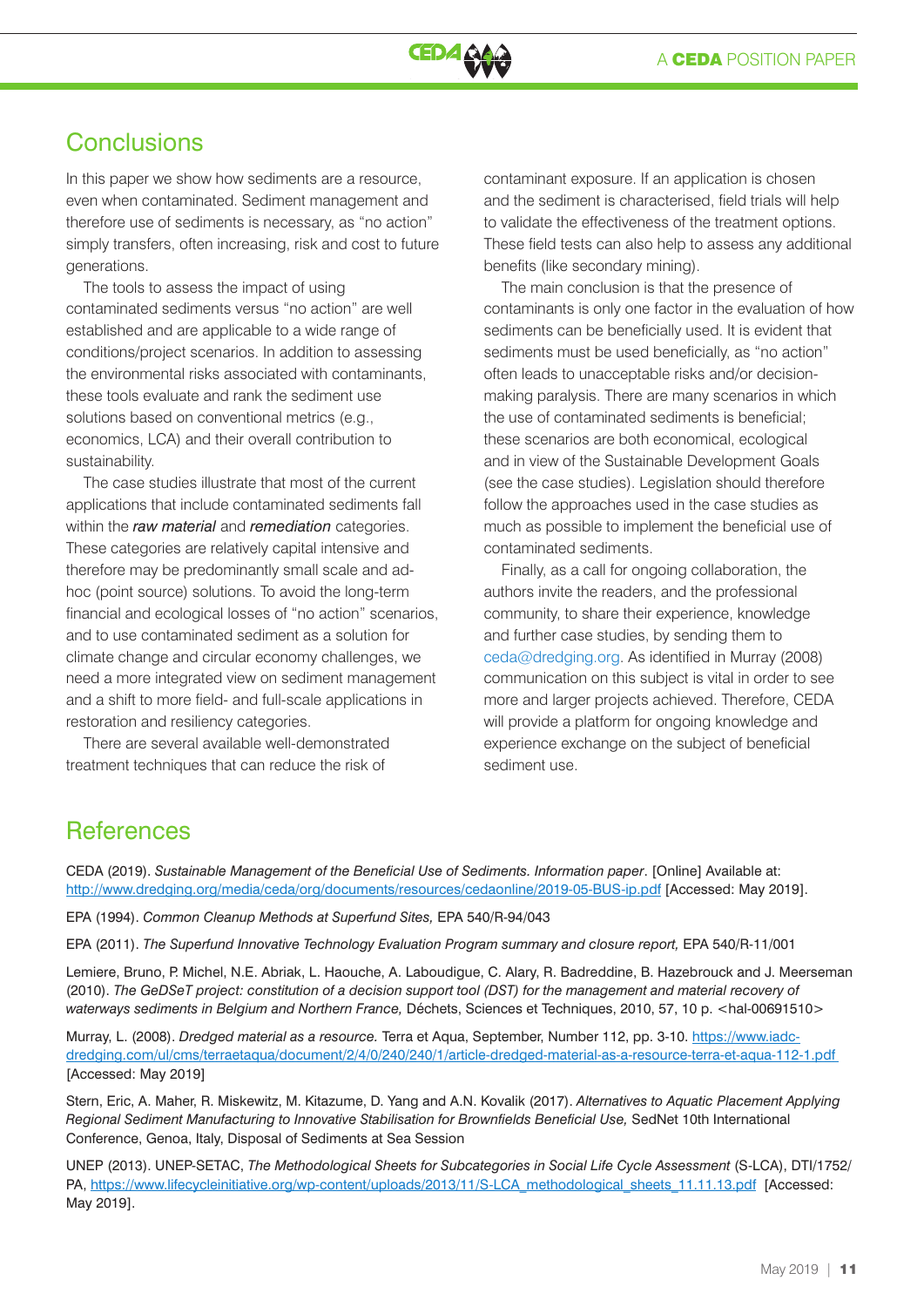## Conclusions

In this paper we show how sediments are a resource, even when contaminated. Sediment management and therefore use of sediments is necessary, as "no action" simply transfers, often increasing, risk and cost to future generations.

The tools to assess the impact of using contaminated sediments versus "no action" are well established and are applicable to a wide range of conditions/project scenarios. In addition to assessing the environmental risks associated with contaminants, these tools evaluate and rank the sediment use solutions based on conventional metrics (e.g., economics, LCA) and their overall contribution to sustainability.

The case studies illustrate that most of the current applications that include contaminated sediments fall within the ***raw material*** and ***remediation*** categories. These categories are relatively capital intensive and therefore may be predominantly small scale and ad-hoc (point source) solutions. To avoid the long-term financial and ecological losses of "no action" scenarios, and to use contaminated sediment as a solution for climate change and circular economy challenges, we need a more integrated view on sediment management and a shift to more field- and full-scale applications in restoration and resiliency categories.

There are several available well-demonstrated treatment techniques that can reduce the risk of contaminant exposure. If an application is chosen and the sediment is characterised, field trials will help to validate the effectiveness of the treatment options. These field tests can also help to assess any additional benefits (like secondary mining).

The main conclusion is that the presence of contaminants is only one factor in the evaluation of how sediments can be beneficially used. It is evident that sediments must be used beneficially, as "no action" often leads to unacceptable risks and/or decision-making paralysis. There are many scenarios in which the use of contaminated sediments is beneficial; these scenarios are both economical, ecological and in view of the Sustainable Development Goals (see the case studies). Legislation should therefore follow the approaches used in the case studies as much as possible to implement the beneficial use of contaminated sediments.

Finally, as a call for ongoing collaboration, the authors invite the readers, and the professional community, to share their experience, knowledge and further case studies, by sending them to ceda@dredging.org. As identified in Murray (2008) communication on this subject is vital in order to see more and larger projects achieved. Therefore, CEDA will provide a platform for ongoing knowledge and experience exchange on the subject of beneficial sediment use.

## References

CEDA (2019). *Sustainable Management of the Beneficial Use of Sediments. Information paper*. [Online] Available at: http://www.dredging.org/media/ceda/org/documents/resources/cedaonline/2019-05-BUS-ip.pdf [Accessed: May 2019].

EPA (1994). *Common Cleanup Methods at Superfund Sites,* EPA 540/R-94/043

EPA (2011). *The Superfund Innovative Technology Evaluation Program summary and closure report,* EPA 540/R-11/001

Lemiere, Bruno, P. Michel, N.E. Abriak, L. Haouche, A. Laboudigue, C. Alary, R. Badreddine, B. Hazebrouck and J. Meerseman (2010). *The GeDSeT project: constitution of a decision support tool (DST) for the management and material recovery of waterways sediments in Belgium and Northern France,* Déchets, Sciences et Techniques, 2010, 57, 10 p. <hal-00691510>

Murray, L. (2008). *Dredged material as a resource.* Terra et Aqua, September, Number 112, pp. 3-10. https://www.iadc-dredging.com/ul/cms/terraetaqua/document/2/4/0/240/240/1/article-dredged-material-as-a-resource-terra-et-aqua-112-1.pdf [Accessed: May 2019]

Stern, Eric, A. Maher, R. Miskewitz, M. Kitazume, D. Yang and A.N. Kovalik (2017). *Alternatives to Aquatic Placement Applying Regional Sediment Manufacturing to Innovative Stabilisation for Brownfields Beneficial Use,* SedNet 10th International Conference, Genoa, Italy, Disposal of Sediments at Sea Session

UNEP (2013). UNEP-SETAC, *The Methodological Sheets for Subcategories in Social Life Cycle Assessment* (S-LCA), DTI/1752/PA, https://www.lifecycleinitiative.org/wp-content/uploads/2013/11/S-LCA_methodological_sheets_11.11.13.pdf [Accessed: May 2019].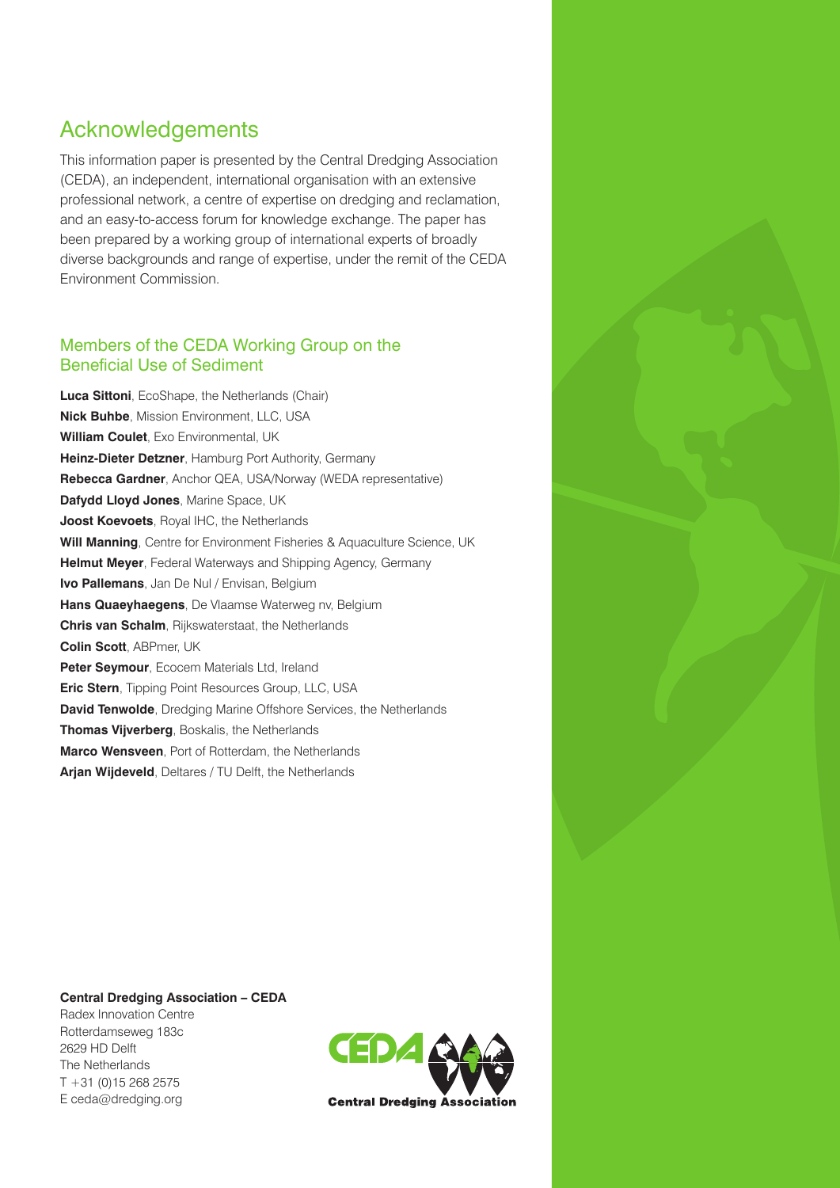## Acknowledgements

This information paper is presented by the Central Dredging Association (CEDA), an independent, international organisation with an extensive professional network, a centre of expertise on dredging and reclamation, and an easy-to-access forum for knowledge exchange. The paper has been prepared by a working group of international experts of broadly diverse backgrounds and range of expertise, under the remit of the CEDA Environment Commission.

### Members of the CEDA Working Group on the Beneficial Use of Sediment

**Luca Sittoni**, EcoShape, the Netherlands (Chair)
**Nick Buhbe**, Mission Environment, LLC, USA
**William Coulet**, Exo Environmental, UK
**Heinz-Dieter Detzner**, Hamburg Port Authority, Germany
**Rebecca Gardner**, Anchor QEA, USA/Norway (WEDA representative)
**Dafydd Lloyd Jones**, Marine Space, UK
**Joost Koevoets**, Royal IHC, the Netherlands
**Will Manning**, Centre for Environment Fisheries & Aquaculture Science, UK
**Helmut Meyer**, Federal Waterways and Shipping Agency, Germany
**Ivo Pallemans**, Jan De Nul / Envisan, Belgium
**Hans Quaeyhaegens**, De Vlaamse Waterweg nv, Belgium
**Chris van Schalm**, Rijkswaterstaat, the Netherlands
**Colin Scott**, ABPmer, UK
**Peter Seymour**, Ecocem Materials Ltd, Ireland
**Eric Stern**, Tipping Point Resources Group, LLC, USA
**David Tenwolde**, Dredging Marine Offshore Services, the Netherlands
**Thomas Vijverberg**, Boskalis, the Netherlands
**Marco Wensveen**, Port of Rotterdam, the Netherlands
**Arjan Wijdeveld**, Deltares / TU Delft, the Netherlands

**Central Dredging Association – CEDA**
Radex Innovation Centre
Rotterdamseweg 183c
2629 HD Delft
The Netherlands
T +31 (0)15 268 2575
E ceda@dredging.org

CEDA
Central Dredging Association